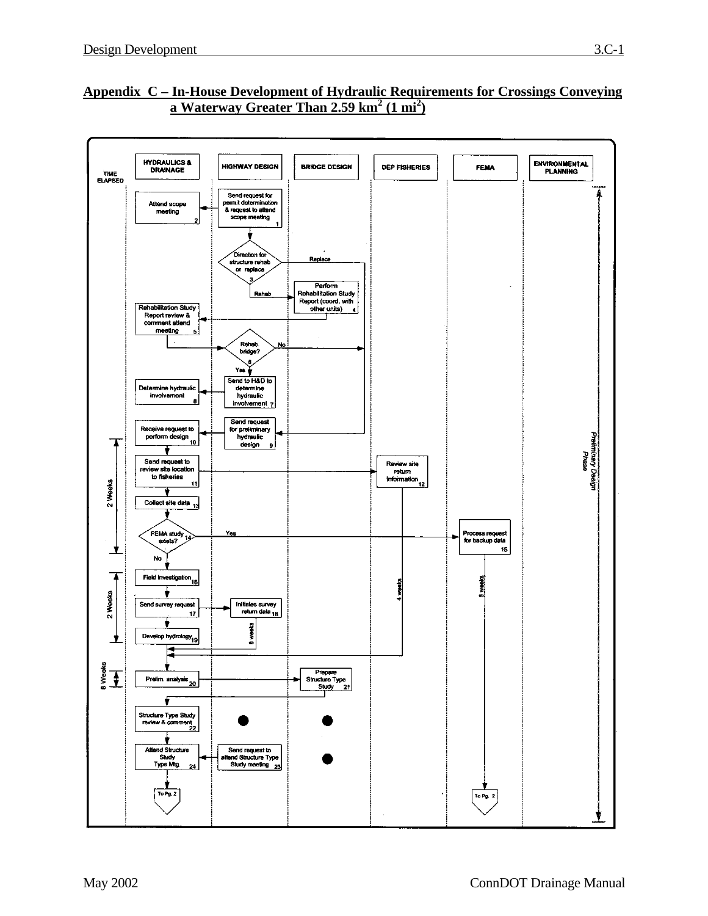## Appendix C – In-House Development of Hydraulic Requirements for Crossings Conveying a Waterway Greater Than 2.59 $km^2$ (1 $mi^2$)

TIME ELAPSED

HYDRAULICS & DRAINAGE | HIGHWAY DESIGN | BRIDGE DESIGN | DEP FISHERIES | FEMA | ENVIRONMENTAL PLANNING

1. Send request for permit determination & request to attend scope meeting
2. Attend scope meeting
3. Direction for structure rehab or replace (Rehab / Replace)
4. Perform Rehabilitation Study Report (coord. with other units)
5. Rehabilitation Study Report review & comment attend meeting
6. Rehab. bridge? (Yes / No)
7. Send to H&D to determine hydraulic involvement
8. Determine hydraulic involvement
9. Send request for preliminary hydraulic design
10. Receive request to perform design
11. Send request to review site location to fisheries
12. Review site return information
13. Collect site data
14. FEMA study exists? (Yes / No)
15. Process request for backup data
16. Field investigation
17. Send survey request
18. Initiates survey return data
19. Develop hydrology
20. Prelim. analysis
21. Prepare Structure Type Study
22. Structure Type Study review & comment
23. Send request to attend Structure Type Study meeting
24. Attend Structure Study Type Mtg.

To Pg. 2

2 Weeks | 2 Weeks | 8 Weeks | 4 weeks | 8 weeks | 8 weeks

Preliminary Design Phase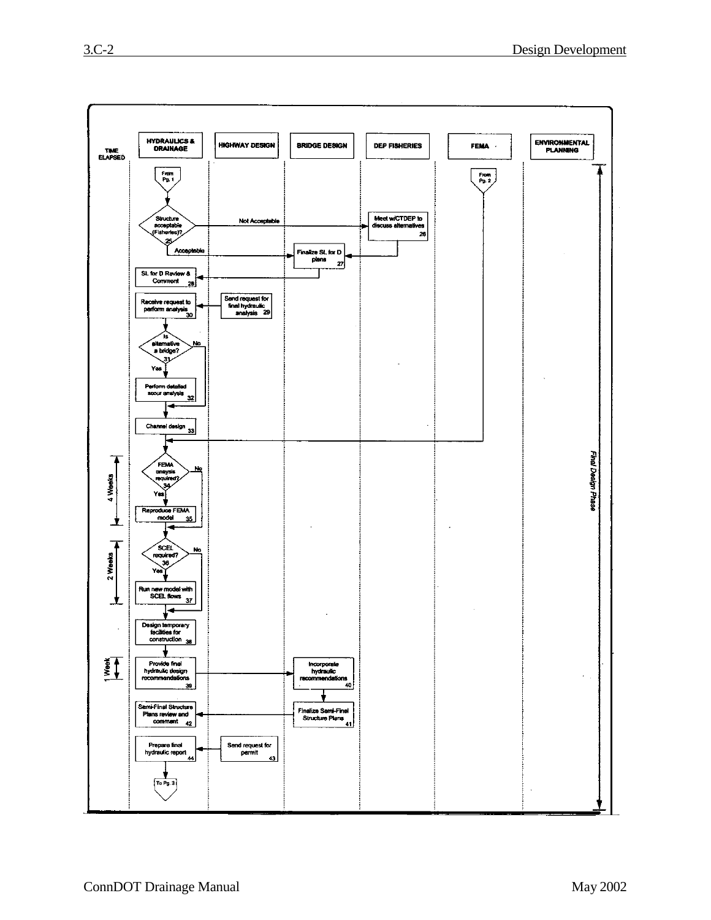| TIME ELAPSED | HYDRAULICS & DRAINAGE | HIGHWAY DESIGN | BRIDGE DESIGN | DEP FISHERIES | FEMA | ENVIRONMENTAL PLANNING |
|---|---|---|---|---|---|---|
| | From Pg. 1 | | | | From Pg. 2 | |
| | Structure acceptable (Fisheries)? 25 — Not Acceptable → 26; Acceptable → 27 | | | Meet w/CTDEP to discuss alternatives 26 | | |
| | | | Finalize SL for D plans 27 | | | |
| | SL for D Review & Comment 28 | | | | | |
| | Receive request to perform analysis 30 | Send request for final hydraulic analysis 29 | | | | |
| | Is alternative a bridge? 31 — Yes → 32; No → 33 | | | | | |
| | Perform detailed scour analysis 32 | | | | | |
| | Channel design 33 | | | | | |
| 4 Weeks | FEMA analysis required? 34 — Yes → 35; No → 36 | | | | | |
| | Reproduce FEMA model 35 | | | | | |
| 2 Weeks | SCEL required? 36 — Yes → 37; No → 38 | | | | | |
| | Run new model with SCEL flows 37 | | | | | |
| | Design temporary facilities for construction 38 | | | | | |
| 1 Week | Provide final hydraulic design recommendations 39 | | Incorporate hydraulic recommendations 40 | | | |
| | Semi-Final Structure Plans review and comment 42 | | Finalize Semi-Final Structure Plans 41 | | | |
| | Prepare final hydraulic report 44 | Send request for permit 43 | | | | |
| | To Pg. 3 | | | | | |

*Final Design Phase*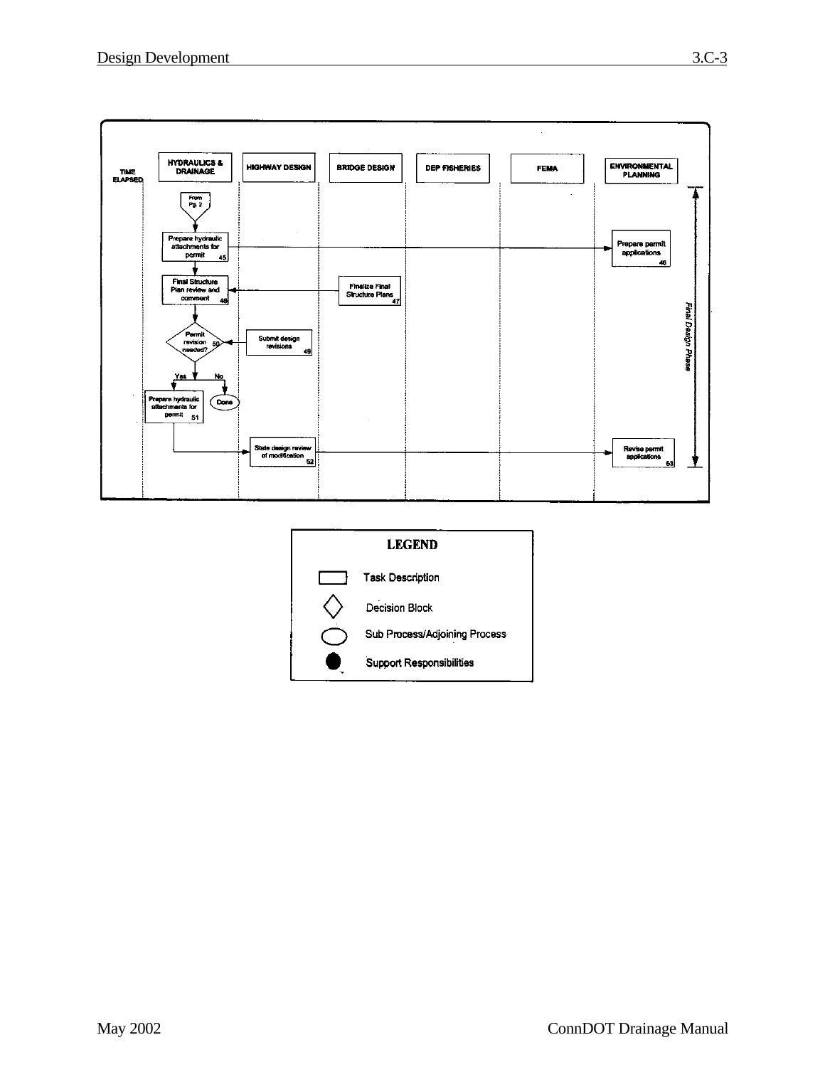| TIME ELAPSED | HYDRAULICS & DRAINAGE | HIGHWAY DESIGN | BRIDGE DESIGN | DEP FISHERIES | FEMA | ENVIRONMENTAL PLANNING |
|---|---|---|---|---|---|---|
| Final Design Phase | From Pg. 2 | | | | | |
| | Prepare hydraulic attachments for permit 45 | | | | | Prepare permit applications 46 |
| | Final Structure Plan review and comment 48 | | Finalize Final Structure Plans 47 | | | |
| | Permit revision needed? 50 | Submit design revisions 49 | | | | |
| | Yes: Prepare hydraulic attachments for permit 51; No: Done | | | | | |
| | | State design review of modification 52 | | | | Revise permit applications 53 |

**LEGEND**

- Task Description (rectangle)
- Decision Block (diamond)
- Sub Process/Adjoining Process (oval)
- Support Responsibilities (filled circle)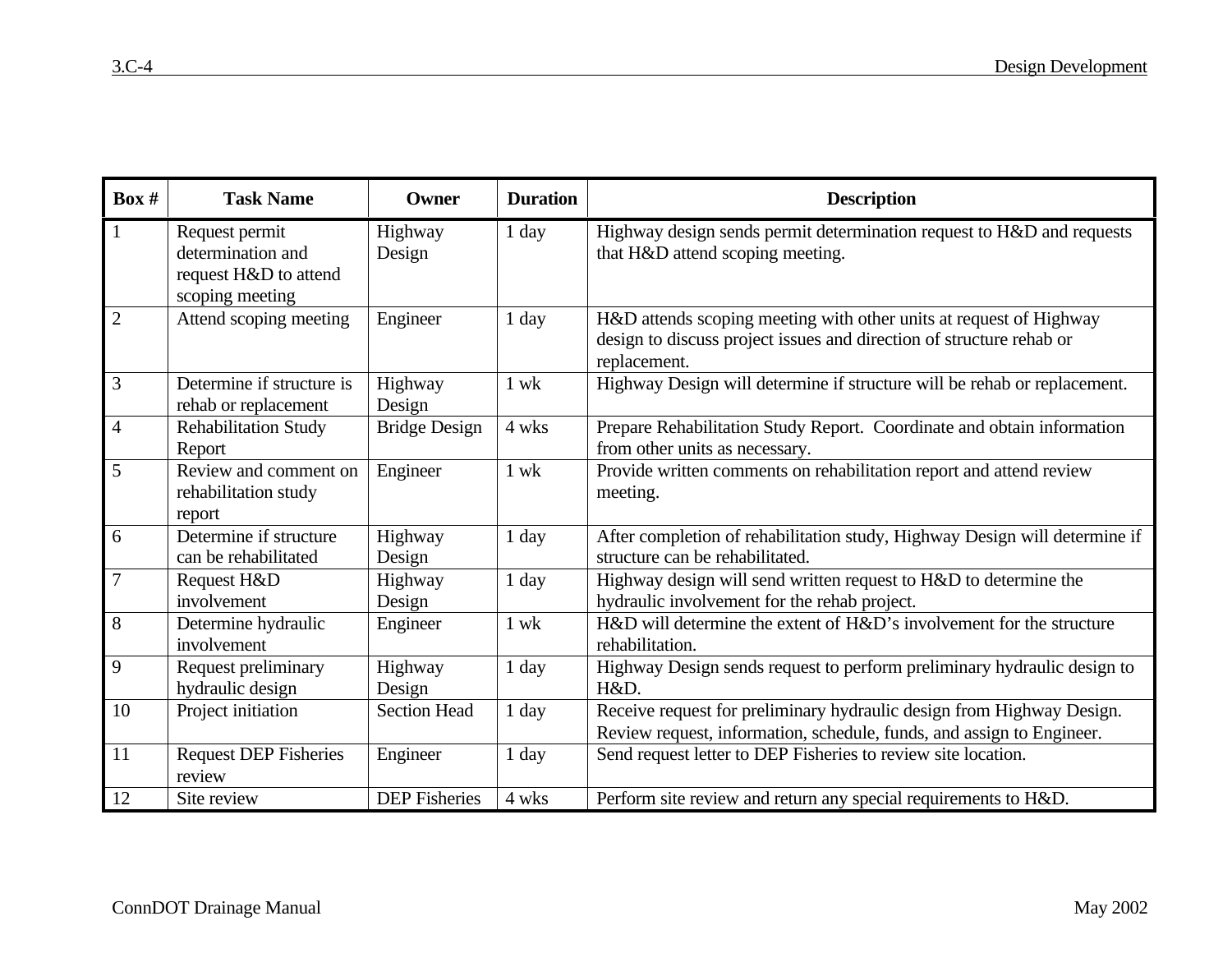| Box # | Task Name | Owner | Duration | Description |
|---|---|---|---|---|
| 1 | Request permit determination and request H&D to attend scoping meeting | Highway Design | 1 day | Highway design sends permit determination request to H&D and requests that H&D attend scoping meeting. |
| 2 | Attend scoping meeting | Engineer | 1 day | H&D attends scoping meeting with other units at request of Highway design to discuss project issues and direction of structure rehab or replacement. |
| 3 | Determine if structure is rehab or replacement | Highway Design | 1 wk | Highway Design will determine if structure will be rehab or replacement. |
| 4 | Rehabilitation Study Report | Bridge Design | 4 wks | Prepare Rehabilitation Study Report. Coordinate and obtain information from other units as necessary. |
| 5 | Review and comment on rehabilitation study report | Engineer | 1 wk | Provide written comments on rehabilitation report and attend review meeting. |
| 6 | Determine if structure can be rehabilitated | Highway Design | 1 day | After completion of rehabilitation study, Highway Design will determine if structure can be rehabilitated. |
| 7 | Request H&D involvement | Highway Design | 1 day | Highway design will send written request to H&D to determine the hydraulic involvement for the rehab project. |
| 8 | Determine hydraulic involvement | Engineer | 1 wk | H&D will determine the extent of H&D's involvement for the structure rehabilitation. |
| 9 | Request preliminary hydraulic design | Highway Design | 1 day | Highway Design sends request to perform preliminary hydraulic design to H&D. |
| 10 | Project initiation | Section Head | 1 day | Receive request for preliminary hydraulic design from Highway Design. Review request, information, schedule, funds, and assign to Engineer. |
| 11 | Request DEP Fisheries review | Engineer | 1 day | Send request letter to DEP Fisheries to review site location. |
| 12 | Site review | DEP Fisheries | 4 wks | Perform site review and return any special requirements to H&D. |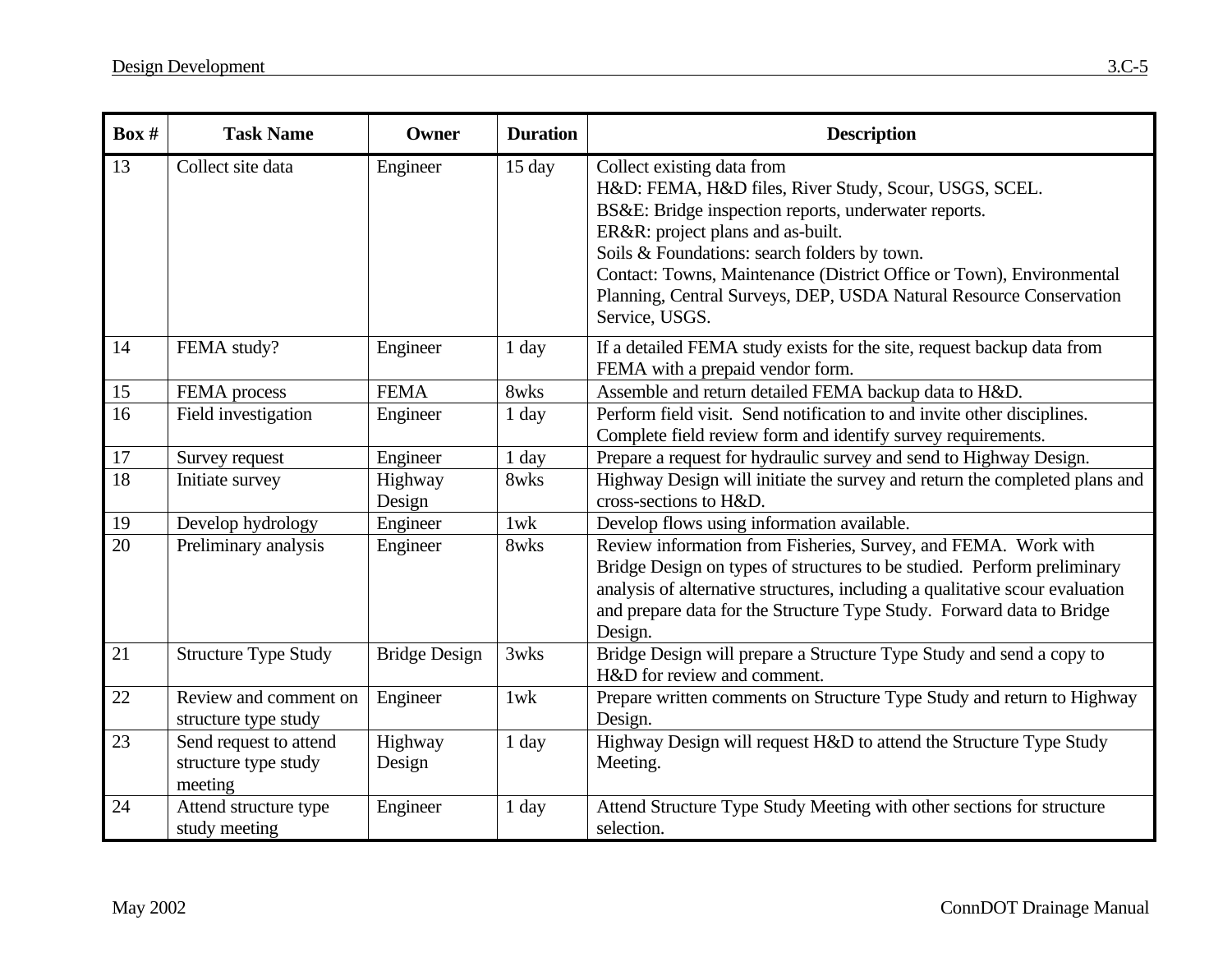| Box # | Task Name | Owner | Duration | Description |
|---|---|---|---|---|
| 13 | Collect site data | Engineer | 15 day | Collect existing data from<br>H&D: FEMA, H&D files, River Study, Scour, USGS, SCEL.<br>BS&E: Bridge inspection reports, underwater reports.<br>ER&R: project plans and as-built.<br>Soils & Foundations: search folders by town.<br>Contact: Towns, Maintenance (District Office or Town), Environmental Planning, Central Surveys, DEP, USDA Natural Resource Conservation Service, USGS. |
| 14 | FEMA study? | Engineer | 1 day | If a detailed FEMA study exists for the site, request backup data from FEMA with a prepaid vendor form. |
| 15 | FEMA process | FEMA | 8wks | Assemble and return detailed FEMA backup data to H&D. |
| 16 | Field investigation | Engineer | 1 day | Perform field visit. Send notification to and invite other disciplines. Complete field review form and identify survey requirements. |
| 17 | Survey request | Engineer | 1 day | Prepare a request for hydraulic survey and send to Highway Design. |
| 18 | Initiate survey | Highway Design | 8wks | Highway Design will initiate the survey and return the completed plans and cross-sections to H&D. |
| 19 | Develop hydrology | Engineer | 1wk | Develop flows using information available. |
| 20 | Preliminary analysis | Engineer | 8wks | Review information from Fisheries, Survey, and FEMA. Work with Bridge Design on types of structures to be studied. Perform preliminary analysis of alternative structures, including a qualitative scour evaluation and prepare data for the Structure Type Study. Forward data to Bridge Design. |
| 21 | Structure Type Study | Bridge Design | 3wks | Bridge Design will prepare a Structure Type Study and send a copy to H&D for review and comment. |
| 22 | Review and comment on structure type study | Engineer | 1wk | Prepare written comments on Structure Type Study and return to Highway Design. |
| 23 | Send request to attend structure type study meeting | Highway Design | 1 day | Highway Design will request H&D to attend the Structure Type Study Meeting. |
| 24 | Attend structure type study meeting | Engineer | 1 day | Attend Structure Type Study Meeting with other sections for structure selection. |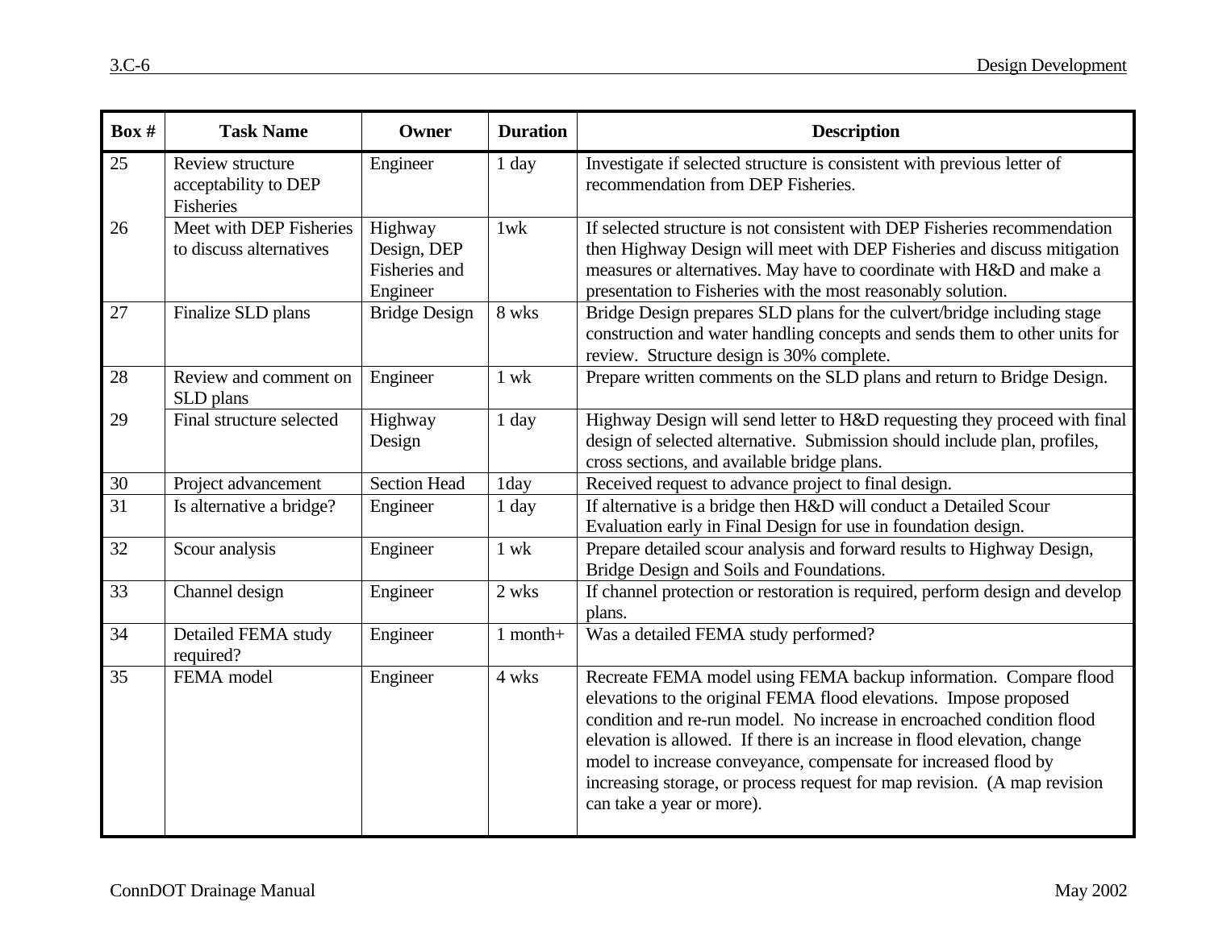| Box # | Task Name | Owner | Duration | Description |
|---|---|---|---|---|
| 25 | Review structure acceptability to DEP Fisheries | Engineer | 1 day | Investigate if selected structure is consistent with previous letter of recommendation from DEP Fisheries. |
| 26 | Meet with DEP Fisheries to discuss alternatives | Highway Design, DEP Fisheries and Engineer | 1wk | If selected structure is not consistent with DEP Fisheries recommendation then Highway Design will meet with DEP Fisheries and discuss mitigation measures or alternatives. May have to coordinate with H&D and make a presentation to Fisheries with the most reasonably solution. |
| 27 | Finalize SLD plans | Bridge Design | 8 wks | Bridge Design prepares SLD plans for the culvert/bridge including stage construction and water handling concepts and sends them to other units for review. Structure design is 30% complete. |
| 28 | Review and comment on SLD plans | Engineer | 1 wk | Prepare written comments on the SLD plans and return to Bridge Design. |
| 29 | Final structure selected | Highway Design | 1 day | Highway Design will send letter to H&D requesting they proceed with final design of selected alternative. Submission should include plan, profiles, cross sections, and available bridge plans. |
| 30 | Project advancement | Section Head | 1day | Received request to advance project to final design. |
| 31 | Is alternative a bridge? | Engineer | 1 day | If alternative is a bridge then H&D will conduct a Detailed Scour Evaluation early in Final Design for use in foundation design. |
| 32 | Scour analysis | Engineer | 1 wk | Prepare detailed scour analysis and forward results to Highway Design, Bridge Design and Soils and Foundations. |
| 33 | Channel design | Engineer | 2 wks | If channel protection or restoration is required, perform design and develop plans. |
| 34 | Detailed FEMA study required? | Engineer | 1 month+ | Was a detailed FEMA study performed? |
| 35 | FEMA model | Engineer | 4 wks | Recreate FEMA model using FEMA backup information. Compare flood elevations to the original FEMA flood elevations. Impose proposed condition and re-run model. No increase in encroached condition flood elevation is allowed. If there is an increase in flood elevation, change model to increase conveyance, compensate for increased flood by increasing storage, or process request for map revision. (A map revision can take a year or more). |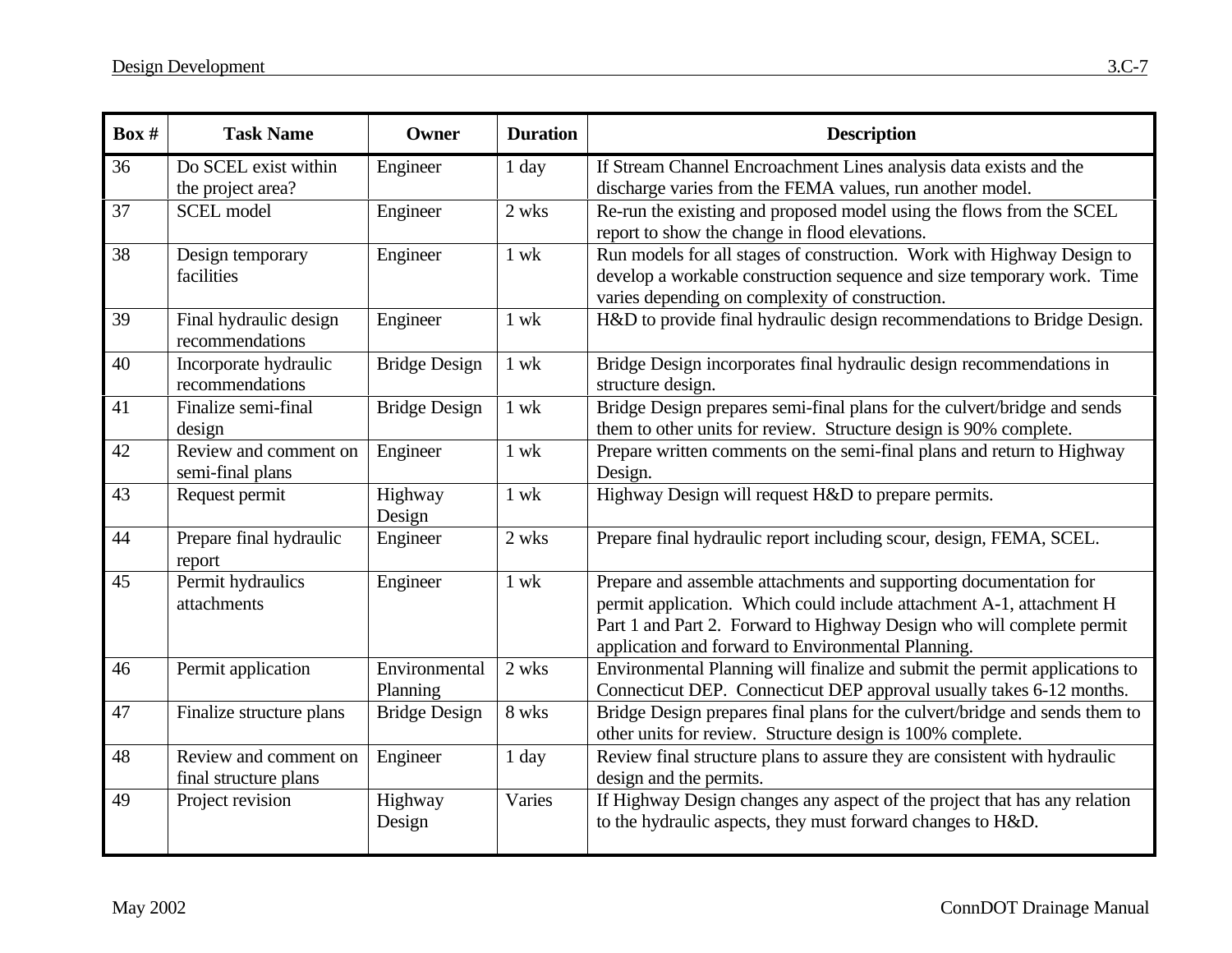| Box # | Task Name | Owner | Duration | Description |
|---|---|---|---|---|
| 36 | Do SCEL exist within the project area? | Engineer | 1 day | If Stream Channel Encroachment Lines analysis data exists and the discharge varies from the FEMA values, run another model. |
| 37 | SCEL model | Engineer | 2 wks | Re-run the existing and proposed model using the flows from the SCEL report to show the change in flood elevations. |
| 38 | Design temporary facilities | Engineer | 1 wk | Run models for all stages of construction. Work with Highway Design to develop a workable construction sequence and size temporary work. Time varies depending on complexity of construction. |
| 39 | Final hydraulic design recommendations | Engineer | 1 wk | H&D to provide final hydraulic design recommendations to Bridge Design. |
| 40 | Incorporate hydraulic recommendations | Bridge Design | 1 wk | Bridge Design incorporates final hydraulic design recommendations in structure design. |
| 41 | Finalize semi-final design | Bridge Design | 1 wk | Bridge Design prepares semi-final plans for the culvert/bridge and sends them to other units for review. Structure design is 90% complete. |
| 42 | Review and comment on semi-final plans | Engineer | 1 wk | Prepare written comments on the semi-final plans and return to Highway Design. |
| 43 | Request permit | Highway Design | 1 wk | Highway Design will request H&D to prepare permits. |
| 44 | Prepare final hydraulic report | Engineer | 2 wks | Prepare final hydraulic report including scour, design, FEMA, SCEL. |
| 45 | Permit hydraulics attachments | Engineer | 1 wk | Prepare and assemble attachments and supporting documentation for permit application. Which could include attachment A-1, attachment H Part 1 and Part 2. Forward to Highway Design who will complete permit application and forward to Environmental Planning. |
| 46 | Permit application | Environmental Planning | 2 wks | Environmental Planning will finalize and submit the permit applications to Connecticut DEP. Connecticut DEP approval usually takes 6-12 months. |
| 47 | Finalize structure plans | Bridge Design | 8 wks | Bridge Design prepares final plans for the culvert/bridge and sends them to other units for review. Structure design is 100% complete. |
| 48 | Review and comment on final structure plans | Engineer | 1 day | Review final structure plans to assure they are consistent with hydraulic design and the permits. |
| 49 | Project revision | Highway Design | Varies | If Highway Design changes any aspect of the project that has any relation to the hydraulic aspects, they must forward changes to H&D. |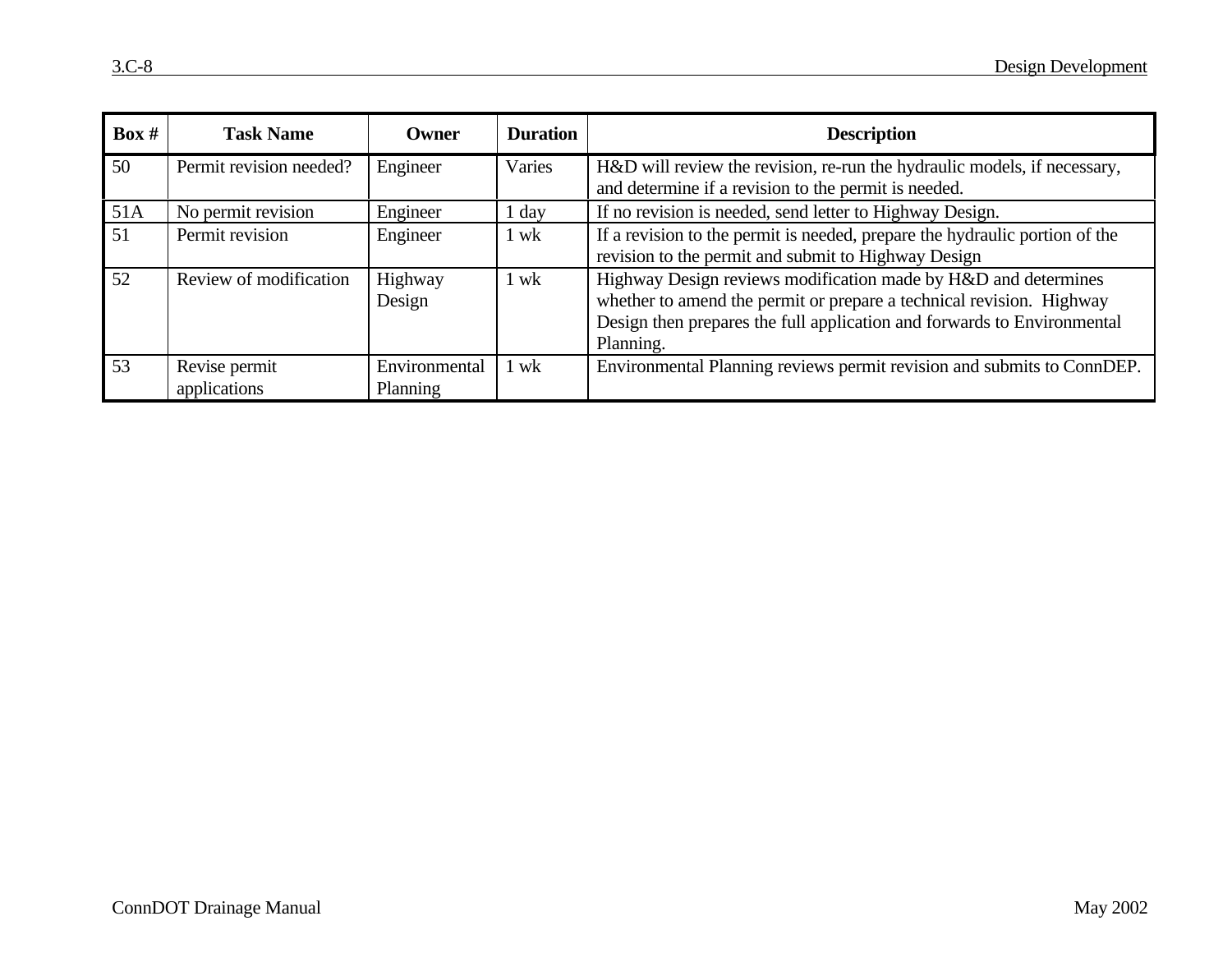| Box # | Task Name | Owner | Duration | Description |
|---|---|---|---|---|
| 50 | Permit revision needed? | Engineer | Varies | H&D will review the revision, re-run the hydraulic models, if necessary, and determine if a revision to the permit is needed. |
| 51A | No permit revision | Engineer | 1 day | If no revision is needed, send letter to Highway Design. |
| 51 | Permit revision | Engineer | 1 wk | If a revision to the permit is needed, prepare the hydraulic portion of the revision to the permit and submit to Highway Design |
| 52 | Review of modification | Highway Design | 1 wk | Highway Design reviews modification made by H&D and determines whether to amend the permit or prepare a technical revision. Highway Design then prepares the full application and forwards to Environmental Planning. |
| 53 | Revise permit applications | Environmental Planning | 1 wk | Environmental Planning reviews permit revision and submits to ConnDEP. |